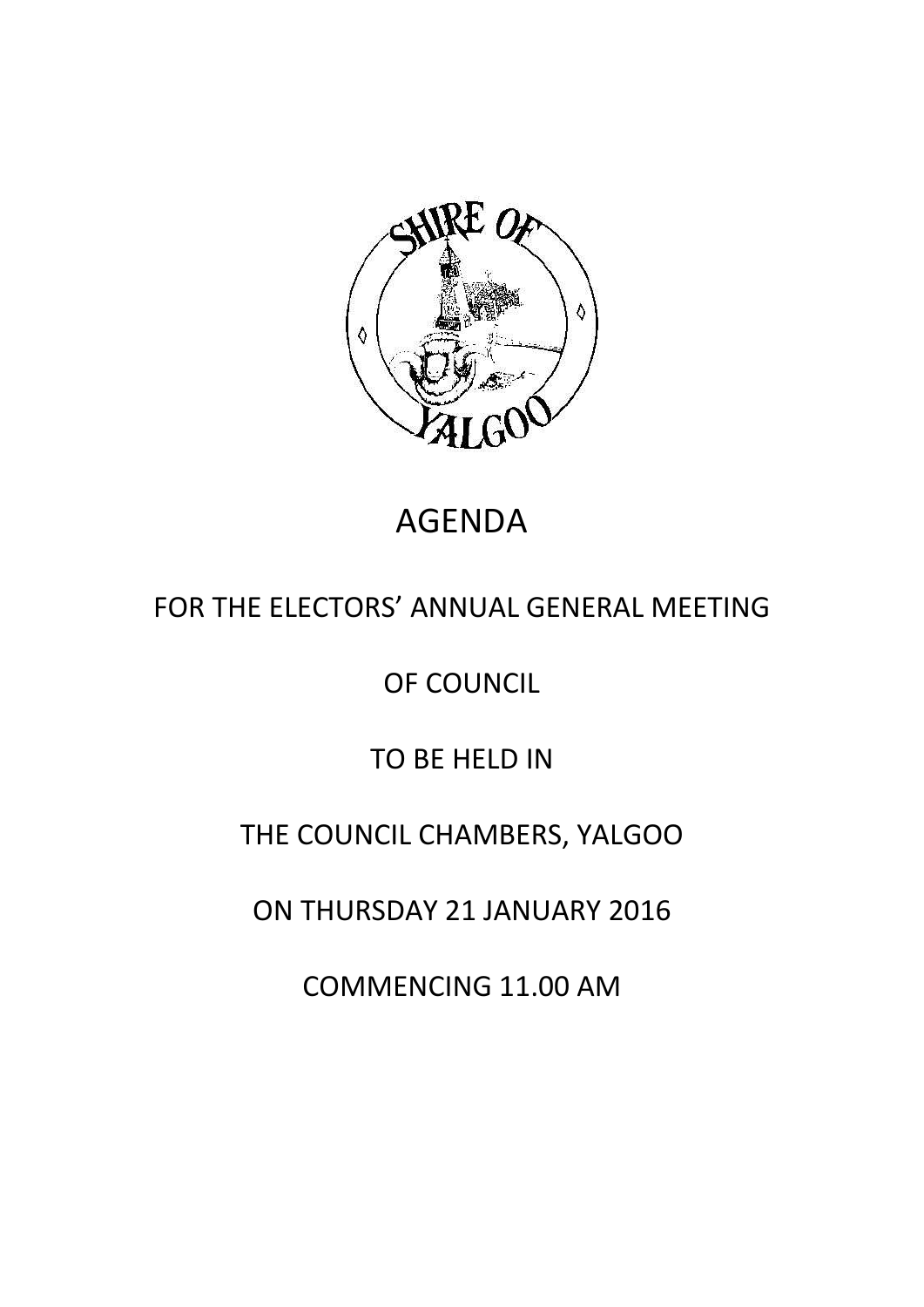# AGENDA

## FOR THE ELECTORS' ANNUAL GENERAL MEETING

## OF COUNCIL

## TO BE HELD IN

## THE COUNCIL CHAMBERS, YALGOO

## ON THURSDAY 21 JANUARY 2016

## COMMENCING 11.00 AM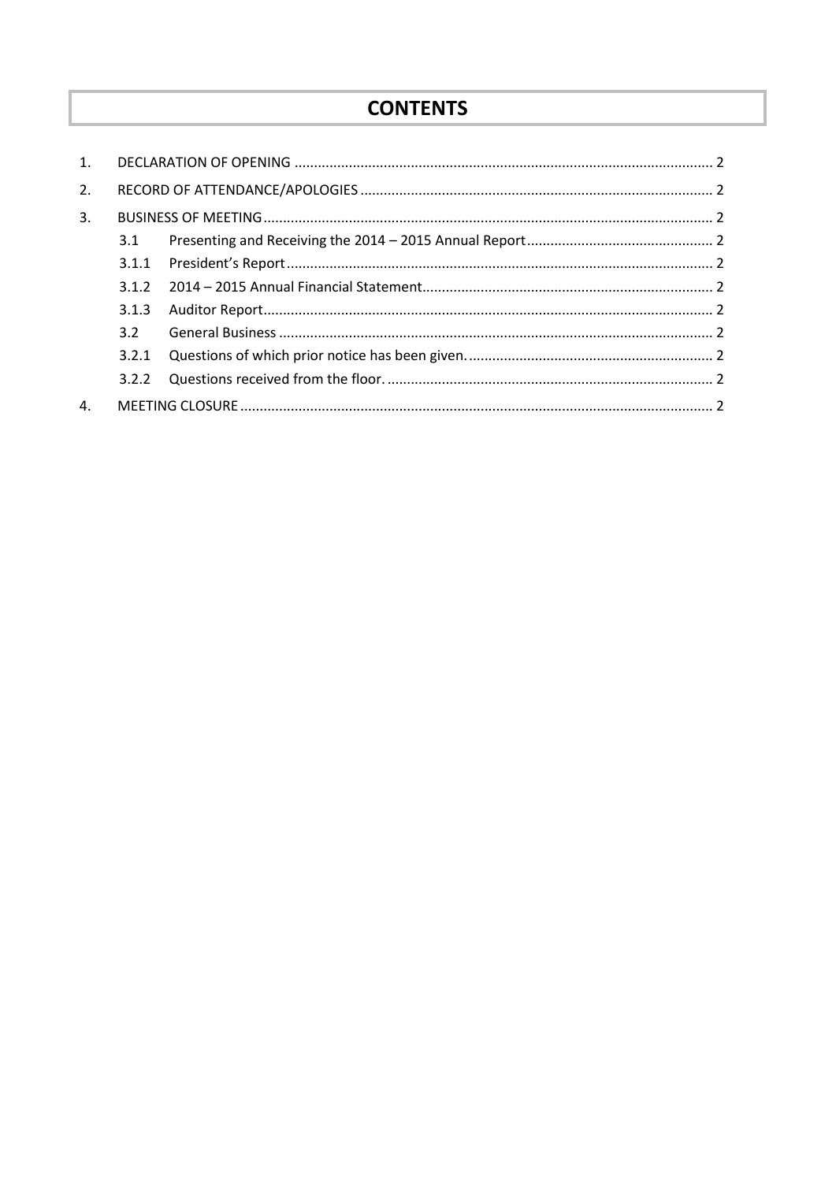# CONTENTS

1. DECLARATION OF OPENING ..... 2
2. RECORD OF ATTENDANCE/APOLOGIES ..... 2
3. BUSINESS OF MEETING ..... 2
   - 3.1 Presenting and Receiving the 2014 – 2015 Annual Report ..... 2
   - 3.1.1 President's Report ..... 2
   - 3.1.2 2014 – 2015 Annual Financial Statement ..... 2
   - 3.1.3 Auditor Report ..... 2
   - 3.2 General Business ..... 2
   - 3.2.1 Questions of which prior notice has been given. ..... 2
   - 3.2.2 Questions received from the floor. ..... 2
4. MEETING CLOSURE ..... 2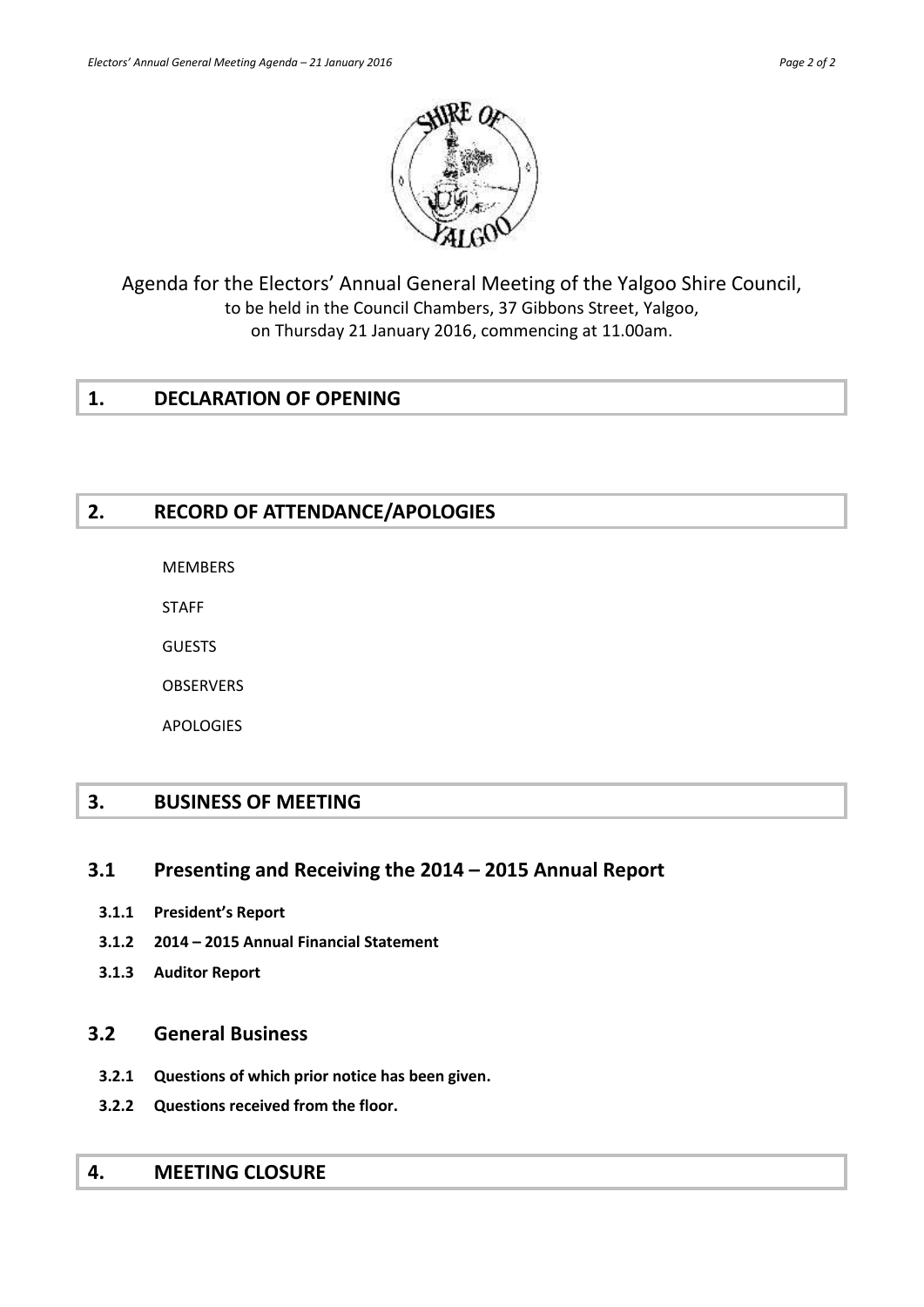Agenda for the Electors' Annual General Meeting of the Yalgoo Shire Council,
to be held in the Council Chambers, 37 Gibbons Street, Yalgoo,
on Thursday 21 January 2016, commencing at 11.00am.

## 1. DECLARATION OF OPENING

## 2. RECORD OF ATTENDANCE/APOLOGIES

MEMBERS

STAFF

GUESTS

OBSERVERS

APOLOGIES

## 3. BUSINESS OF MEETING

### 3.1 Presenting and Receiving the 2014 – 2015 Annual Report

**3.1.1 President's Report**

**3.1.2 2014 – 2015 Annual Financial Statement**

**3.1.3 Auditor Report**

### 3.2 General Business

**3.2.1 Questions of which prior notice has been given.**

**3.2.2 Questions received from the floor.**

## 4. MEETING CLOSURE